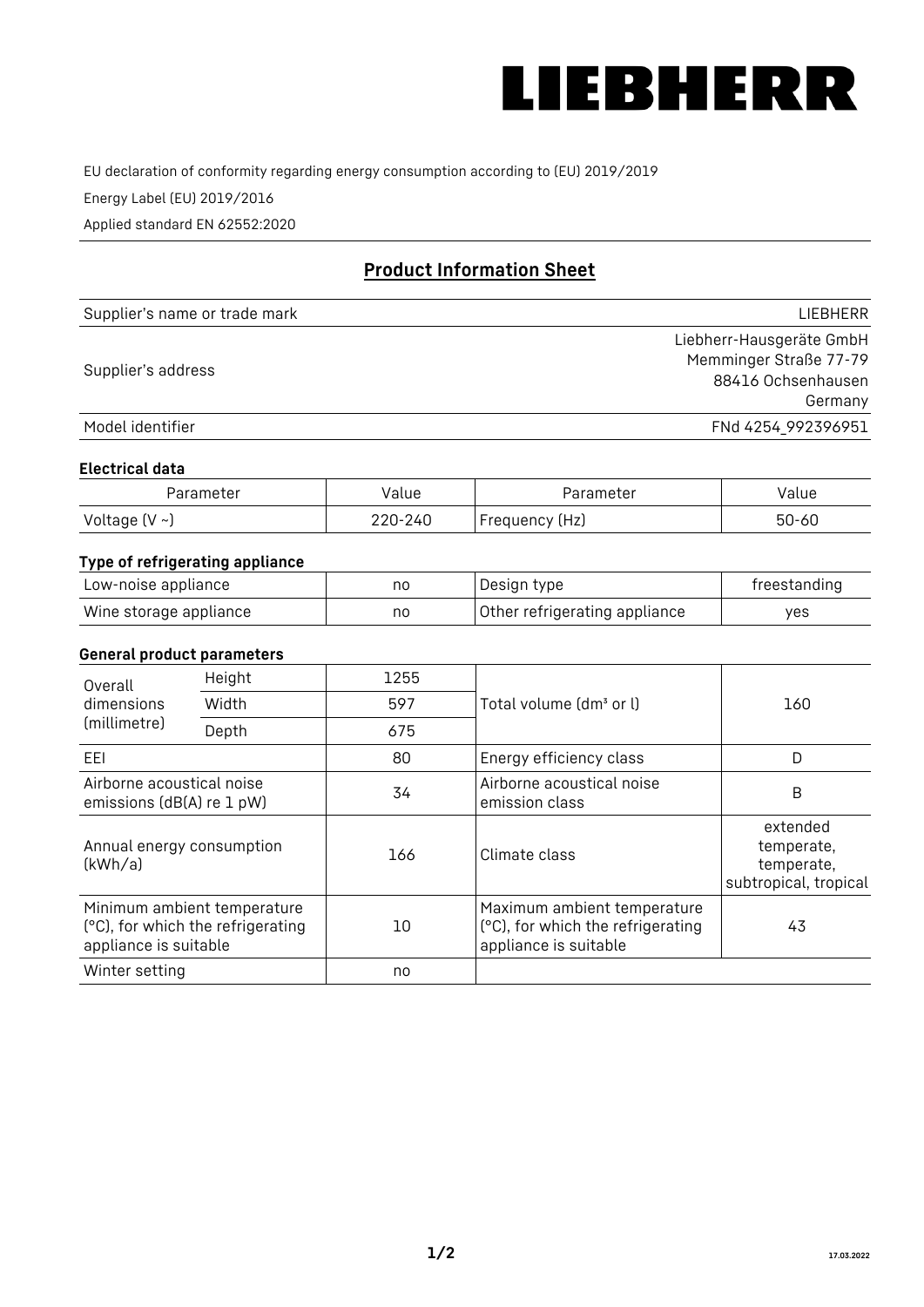# LIEBHERR

EU declaration of conformity regarding energy consumption according to (EU) 2019/2019

Energy Label (EU) 2019/2016

Applied standard EN 62552:2020

## Product Information Sheet

| | |
|---|---|
| Supplier's name or trade mark | LIEBHERR |
| Supplier's address | Liebherr-Hausgeräte GmbH<br>Memminger Straße 77-79<br>88416 Ochsenhausen<br>Germany |
| Model identifier | FNd 4254_992396951 |

### Electrical data

| Parameter | Value | Parameter | Value |
|---|---|---|---|
| Voltage (V ~) | 220-240 | Frequency (Hz) | 50-60 |

### Type of refrigerating appliance

| | | | |
|---|---|---|---|
| Low-noise appliance | no | Design type | freestanding |
| Wine storage appliance | no | Other refrigerating appliance | yes |

### General product parameters

| | | | | |
|---|---|---|---|---|
| Overall dimensions (millimetre) | Height | 1255 | Total volume (dm³ or l) | 160 |
| | Width | 597 | | |
| | Depth | 675 | | |
| EEI | | 80 | Energy efficiency class | D |
| Airborne acoustical noise emissions (dB(A) re 1 pW) | | 34 | Airborne acoustical noise emission class | B |
| Annual energy consumption (kWh/a) | | 166 | Climate class | extended temperate, temperate, subtropical, tropical |
| Minimum ambient temperature (°C), for which the refrigerating appliance is suitable | | 10 | Maximum ambient temperature (°C), for which the refrigerating appliance is suitable | 43 |
| Winter setting | | no | | |

17.03.2022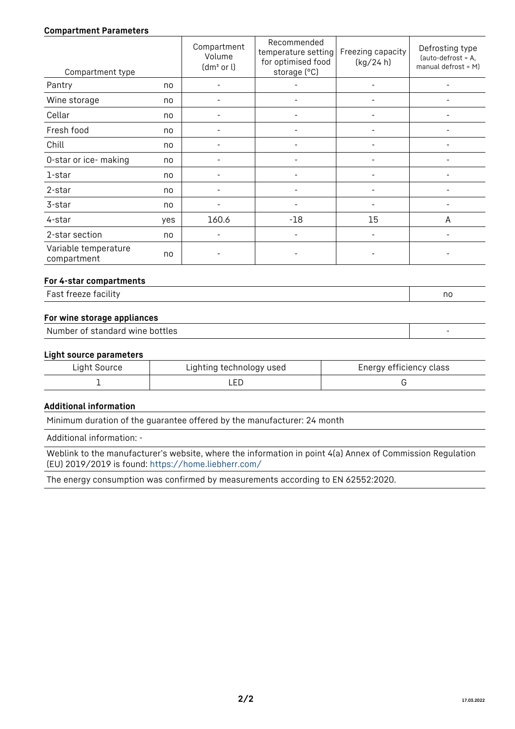**Compartment Parameters**

| Compartment type | | Compartment Volume (dm³ or l) | Recommended temperature setting for optimised food storage (°C) | Freezing capacity (kg/24 h) | Defrosting type (auto-defrost = A, manual defrost = M) |
|---|---|---|---|---|---|
| Pantry | no | - | - | - | - |
| Wine storage | no | - | - | - | - |
| Cellar | no | - | - | - | - |
| Fresh food | no | - | - | - | - |
| Chill | no | - | - | - | - |
| 0-star or ice- making | no | - | - | - | - |
| 1-star | no | - | - | - | - |
| 2-star | no | - | - | - | - |
| 3-star | no | - | - | - | - |
| 4-star | yes | 160.6 | -18 | 15 | A |
| 2-star section | no | - | - | - | - |
| Variable temperature compartment | no | - | - | - | - |

**For 4-star compartments**

| | |
|---|---|
| Fast freeze facility | no |

**For wine storage appliances**

| | |
|---|---|
| Number of standard wine bottles | - |

**Light source parameters**

| Light Source | Lighting technology used | Energy efficiency class |
|---|---|---|
| 1 | LED | G |

**Additional information**

Minimum duration of the guarantee offered by the manufacturer: 24 month

Additional information: -

Weblink to the manufacturer's website, where the information in point 4(a) Annex of Commission Regulation (EU) 2019/2019 is found: https://home.liebherr.com/

The energy consumption was confirmed by measurements according to EN 62552:2020.

17.03.2022